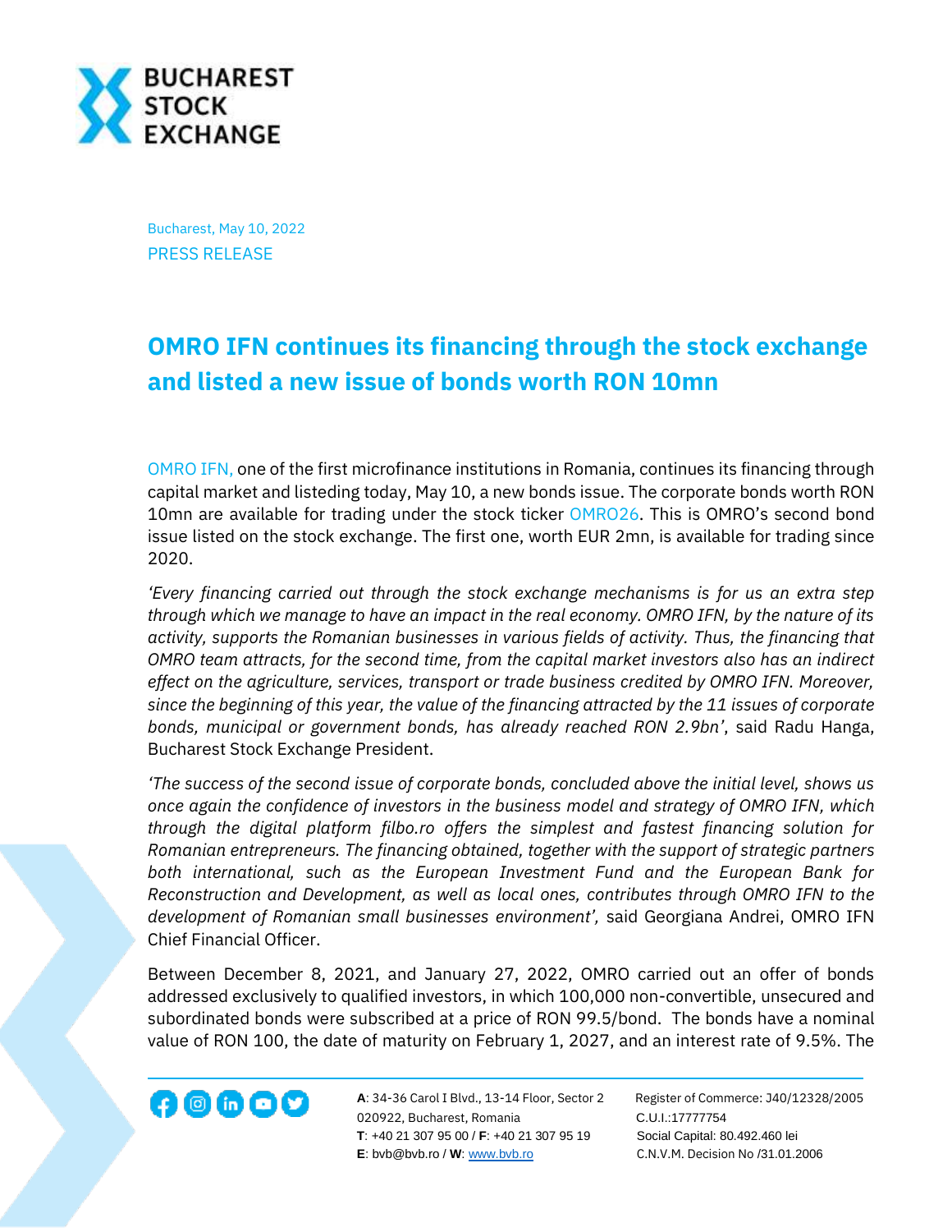Bucharest, May 10, 2022

PRESS RELEASE

# OMRO IFN continues its financing through the stock exchange and listed a new issue of bonds worth RON 10mn

OMRO IFN, one of the first microfinance institutions in Romania, continues its financing through capital market and listeding today, May 10, a new bonds issue. The corporate bonds worth RON 10mn are available for trading under the stock ticker OMRO26. This is OMRO's second bond issue listed on the stock exchange. The first one, worth EUR 2mn, is available for trading since 2020.

*'Every financing carried out through the stock exchange mechanisms is for us an extra step through which we manage to have an impact in the real economy. OMRO IFN, by the nature of its activity, supports the Romanian businesses in various fields of activity. Thus, the financing that OMRO team attracts, for the second time, from the capital market investors also has an indirect effect on the agriculture, services, transport or trade business credited by OMRO IFN. Moreover, since the beginning of this year, the value of the financing attracted by the 11 issues of corporate bonds, municipal or government bonds, has already reached RON 2.9bn'*, said Radu Hanga, Bucharest Stock Exchange President.

*'The success of the second issue of corporate bonds, concluded above the initial level, shows us once again the confidence of investors in the business model and strategy of OMRO IFN, which through the digital platform filbo.ro offers the simplest and fastest financing solution for Romanian entrepreneurs. The financing obtained, together with the support of strategic partners both international, such as the European Investment Fund and the European Bank for Reconstruction and Development, as well as local ones, contributes through OMRO IFN to the development of Romanian small businesses environment'*, said Georgiana Andrei, OMRO IFN Chief Financial Officer.

Between December 8, 2021, and January 27, 2022, OMRO carried out an offer of bonds addressed exclusively to qualified investors, in which 100,000 non-convertible, unsecured and subordinated bonds were subscribed at a price of RON 99.5/bond. The bonds have a nominal value of RON 100, the date of maturity on February 1, 2027, and an interest rate of 9.5%. The

A: 34-36 Carol I Blvd., 13-14 Floor, Sector 2
020922, Bucharest, Romania
T: +40 21 307 95 00 / F: +40 21 307 95 19
E: bvb@bvb.ro / W: www.bvb.ro

Register of Commerce: J40/12328/2005
C.U.I.:17777754
Social Capital: 80.492.460 lei
C.N.V.M. Decision No /31.01.2006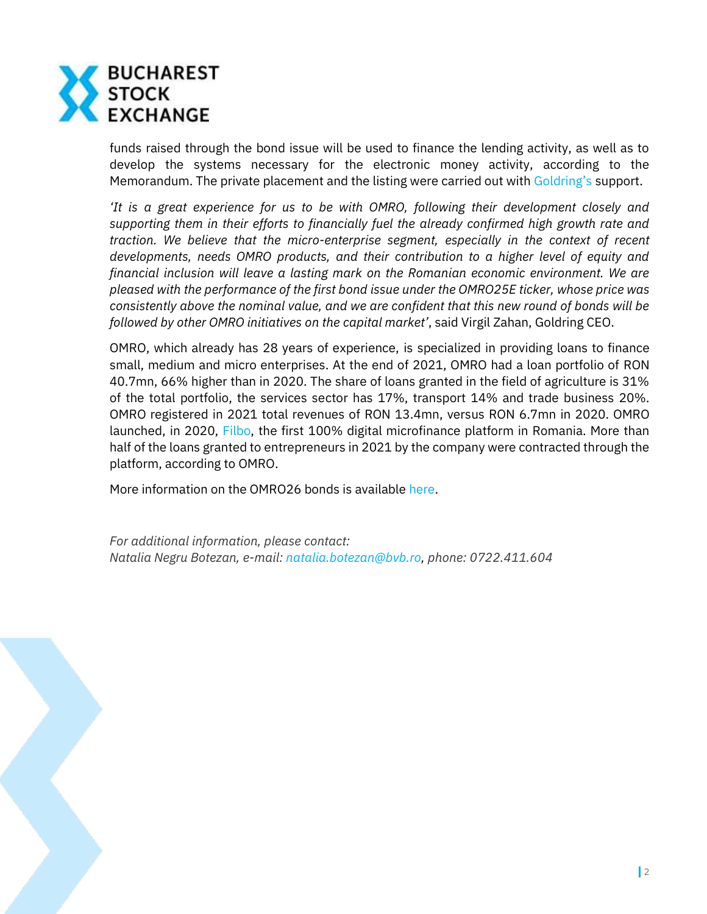funds raised through the bond issue will be used to finance the lending activity, as well as to develop the systems necessary for the electronic money activity, according to the Memorandum. The private placement and the listing were carried out with Goldring's support.

*'It is a great experience for us to be with OMRO, following their development closely and supporting them in their efforts to financially fuel the already confirmed high growth rate and traction. We believe that the micro-enterprise segment, especially in the context of recent developments, needs OMRO products, and their contribution to a higher level of equity and financial inclusion will leave a lasting mark on the Romanian economic environment. We are pleased with the performance of the first bond issue under the OMRO25E ticker, whose price was consistently above the nominal value, and we are confident that this new round of bonds will be followed by other OMRO initiatives on the capital market'*, said Virgil Zahan, Goldring CEO.

OMRO, which already has 28 years of experience, is specialized in providing loans to finance small, medium and micro enterprises. At the end of 2021, OMRO had a loan portfolio of RON 40.7mn, 66% higher than in 2020. The share of loans granted in the field of agriculture is 31% of the total portfolio, the services sector has 17%, transport 14% and trade business 20%. OMRO registered in 2021 total revenues of RON 13.4mn, versus RON 6.7mn in 2020. OMRO launched, in 2020, Filbo, the first 100% digital microfinance platform in Romania. More than half of the loans granted to entrepreneurs in 2021 by the company were contracted through the platform, according to OMRO.

More information on the OMRO26 bonds is available here.

*For additional information, please contact:*
*Natalia Negru Botezan, e-mail: natalia.botezan@bvb.ro, phone: 0722.411.604*